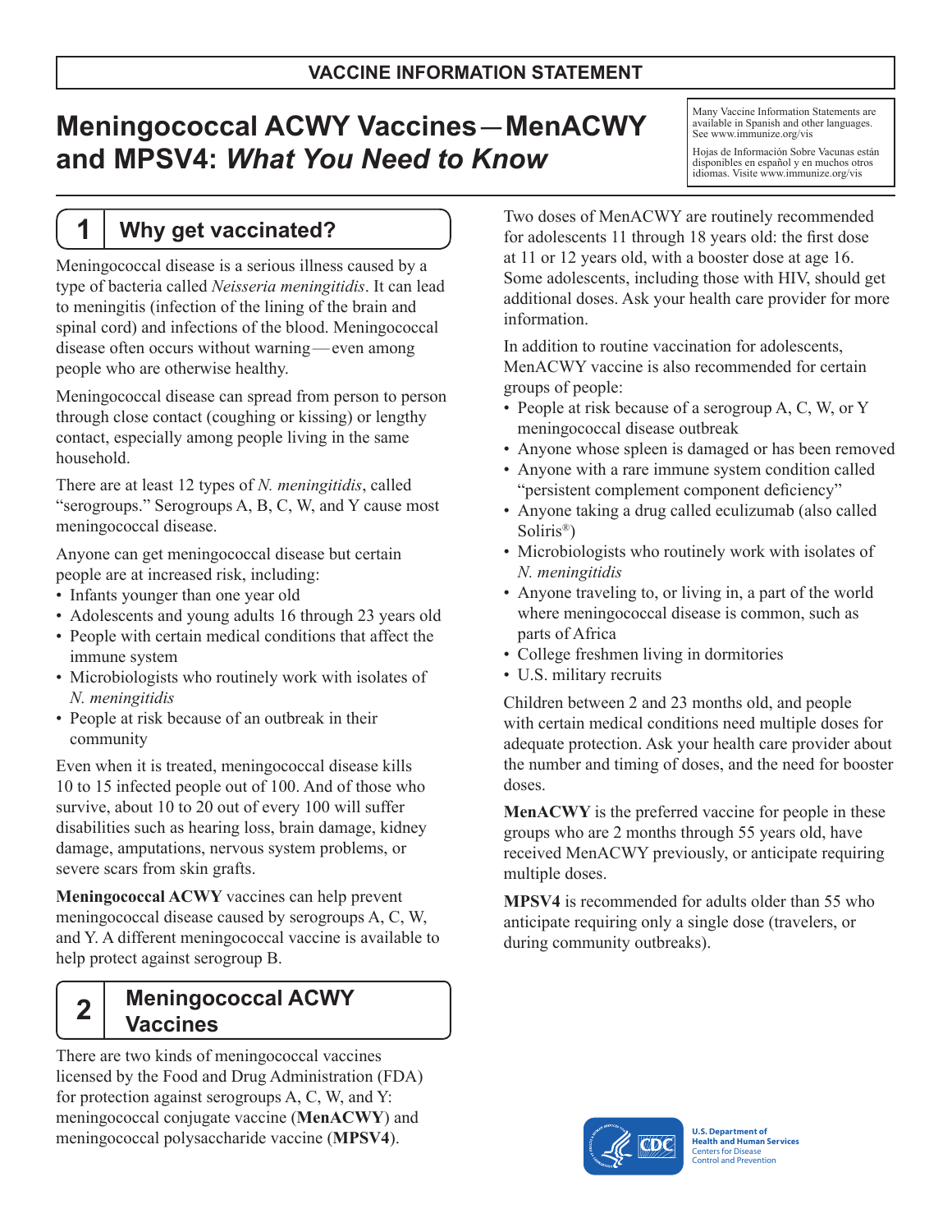**VACCINE INFORMATION STATEMENT**

# Meningococcal ACWY Vaccines—MenACWY and MPSV4: *What You Need to Know*

Many Vaccine Information Statements are available in Spanish and other languages. See www.immunize.org/vis

Hojas de Información Sobre Vacunas están disponibles en español y en muchos otros idiomas. Visite www.immunize.org/vis

## 1 Why get vaccinated?

Meningococcal disease is a serious illness caused by a type of bacteria called *Neisseria meningitidis*. It can lead to meningitis (infection of the lining of the brain and spinal cord) and infections of the blood. Meningococcal disease often occurs without warning—even among people who are otherwise healthy.

Meningococcal disease can spread from person to person through close contact (coughing or kissing) or lengthy contact, especially among people living in the same household.

There are at least 12 types of *N. meningitidis*, called "serogroups." Serogroups A, B, C, W, and Y cause most meningococcal disease.

Anyone can get meningococcal disease but certain people are at increased risk, including:

- Infants younger than one year old
- Adolescents and young adults 16 through 23 years old
- People with certain medical conditions that affect the immune system
- Microbiologists who routinely work with isolates of *N. meningitidis*
- People at risk because of an outbreak in their community

Even when it is treated, meningococcal disease kills 10 to 15 infected people out of 100. And of those who survive, about 10 to 20 out of every 100 will suffer disabilities such as hearing loss, brain damage, kidney damage, amputations, nervous system problems, or severe scars from skin grafts.

**Meningococcal ACWY** vaccines can help prevent meningococcal disease caused by serogroups A, C, W, and Y. A different meningococcal vaccine is available to help protect against serogroup B.

## 2 Meningococcal ACWY Vaccines

There are two kinds of meningococcal vaccines licensed by the Food and Drug Administration (FDA) for protection against serogroups A, C, W, and Y: meningococcal conjugate vaccine (**MenACWY**) and meningococcal polysaccharide vaccine (**MPSV4**).

Two doses of MenACWY are routinely recommended for adolescents 11 through 18 years old: the first dose at 11 or 12 years old, with a booster dose at age 16. Some adolescents, including those with HIV, should get additional doses. Ask your health care provider for more information.

In addition to routine vaccination for adolescents, MenACWY vaccine is also recommended for certain groups of people:

- People at risk because of a serogroup A, C, W, or Y meningococcal disease outbreak
- Anyone whose spleen is damaged or has been removed
- Anyone with a rare immune system condition called "persistent complement component deficiency"
- Anyone taking a drug called eculizumab (also called Soliris®)
- Microbiologists who routinely work with isolates of *N. meningitidis*
- Anyone traveling to, or living in, a part of the world where meningococcal disease is common, such as parts of Africa
- College freshmen living in dormitories
- U.S. military recruits

Children between 2 and 23 months old, and people with certain medical conditions need multiple doses for adequate protection. Ask your health care provider about the number and timing of doses, and the need for booster doses.

**MenACWY** is the preferred vaccine for people in these groups who are 2 months through 55 years old, have received MenACWY previously, or anticipate requiring multiple doses.

**MPSV4** is recommended for adults older than 55 who anticipate requiring only a single dose (travelers, or during community outbreaks).

U.S. Department of Health and Human Services
Centers for Disease Control and Prevention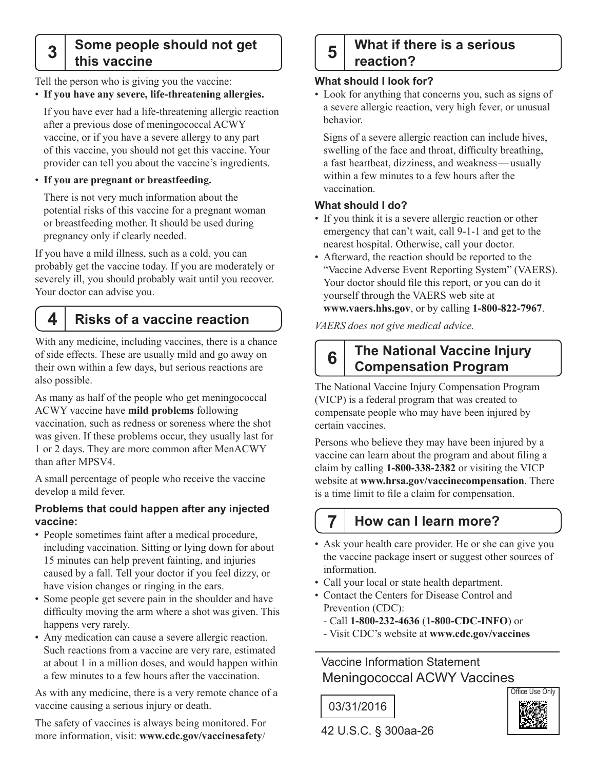## 3 Some people should not get this vaccine

Tell the person who is giving you the vaccine:

- **If you have any severe, life-threatening allergies.**

  If you have ever had a life-threatening allergic reaction after a previous dose of meningococcal ACWY vaccine, or if you have a severe allergy to any part of this vaccine, you should not get this vaccine. Your provider can tell you about the vaccine's ingredients.

- **If you are pregnant or breastfeeding.**

  There is not very much information about the potential risks of this vaccine for a pregnant woman or breastfeeding mother. It should be used during pregnancy only if clearly needed.

If you have a mild illness, such as a cold, you can probably get the vaccine today. If you are moderately or severely ill, you should probably wait until you recover. Your doctor can advise you.

## 4 Risks of a vaccine reaction

With any medicine, including vaccines, there is a chance of side effects. These are usually mild and go away on their own within a few days, but serious reactions are also possible.

As many as half of the people who get meningococcal ACWY vaccine have **mild problems** following vaccination, such as redness or soreness where the shot was given. If these problems occur, they usually last for 1 or 2 days. They are more common after MenACWY than after MPSV4.

A small percentage of people who receive the vaccine develop a mild fever.

### Problems that could happen after any injected vaccine:

- People sometimes faint after a medical procedure, including vaccination. Sitting or lying down for about 15 minutes can help prevent fainting, and injuries caused by a fall. Tell your doctor if you feel dizzy, or have vision changes or ringing in the ears.
- Some people get severe pain in the shoulder and have difficulty moving the arm where a shot was given. This happens very rarely.
- Any medication can cause a severe allergic reaction. Such reactions from a vaccine are very rare, estimated at about 1 in a million doses, and would happen within a few minutes to a few hours after the vaccination.

As with any medicine, there is a very remote chance of a vaccine causing a serious injury or death.

The safety of vaccines is always being monitored. For more information, visit: **www.cdc.gov/vaccinesafety**/

## 5 What if there is a serious reaction?

### What should I look for?

- Look for anything that concerns you, such as signs of a severe allergic reaction, very high fever, or unusual behavior.

  Signs of a severe allergic reaction can include hives, swelling of the face and throat, difficulty breathing, a fast heartbeat, dizziness, and weakness — usually within a few minutes to a few hours after the vaccination.

### What should I do?

- If you think it is a severe allergic reaction or other emergency that can't wait, call 9-1-1 and get to the nearest hospital. Otherwise, call your doctor.
- Afterward, the reaction should be reported to the "Vaccine Adverse Event Reporting System" (VAERS). Your doctor should file this report, or you can do it yourself through the VAERS web site at **www.vaers.hhs.gov**, or by calling **1-800-822-7967**.

*VAERS does not give medical advice.*

## 6 The National Vaccine Injury Compensation Program

The National Vaccine Injury Compensation Program (VICP) is a federal program that was created to compensate people who may have been injured by certain vaccines.

Persons who believe they may have been injured by a vaccine can learn about the program and about filing a claim by calling **1-800-338-2382** or visiting the VICP website at **www.hrsa.gov/vaccinecompensation**. There is a time limit to file a claim for compensation.

## 7 How can I learn more?

- Ask your health care provider. He or she can give you the vaccine package insert or suggest other sources of information.
- Call your local or state health department.
- Contact the Centers for Disease Control and Prevention (CDC):
  - Call **1-800-232-4636** (**1-800-CDC-INFO**) or
  - Visit CDC's website at **www.cdc.gov/vaccines**

Vaccine Information Statement
Meningococcal ACWY Vaccines

03/31/2016

42 U.S.C. § 300aa-26

Office Use Only